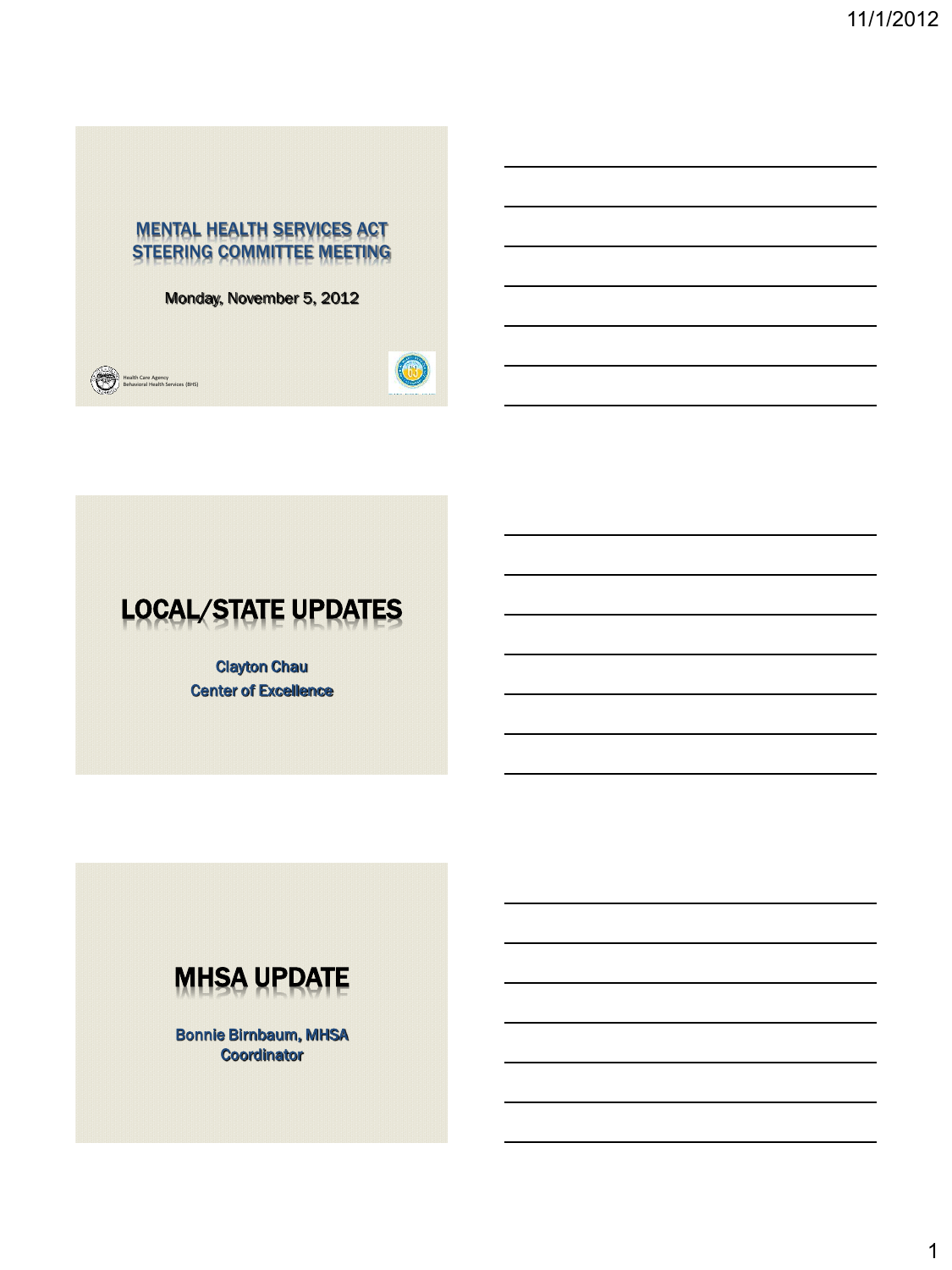# MENTAL HEALTH SERVICES ACT STEERING COMMITTEE MEETING

Monday, November 5, 2012

Health Care Agency
Behavioral Health Services (BHS)

# LOCAL/STATE UPDATES

Clayton Chau
Center of Excellence

# MHSA UPDATE

Bonnie Birnbaum, MHSA Coordinator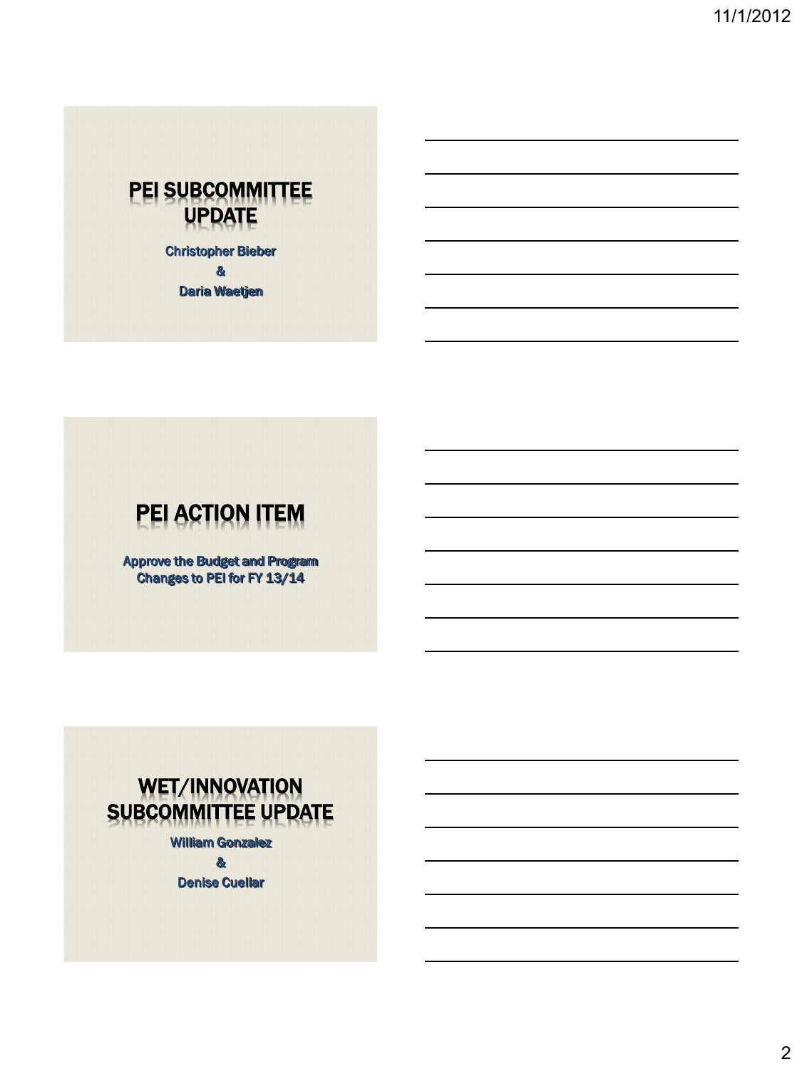## PEI SUBCOMMITTEE UPDATE

Christopher Bieber

&

Daria Waetjen

## PEI ACTION ITEM

Approve the Budget and Program Changes to PEI for FY 13/14

## WET/INNOVATION SUBCOMMITTEE UPDATE

William Gonzalez

&

Denise Cuellar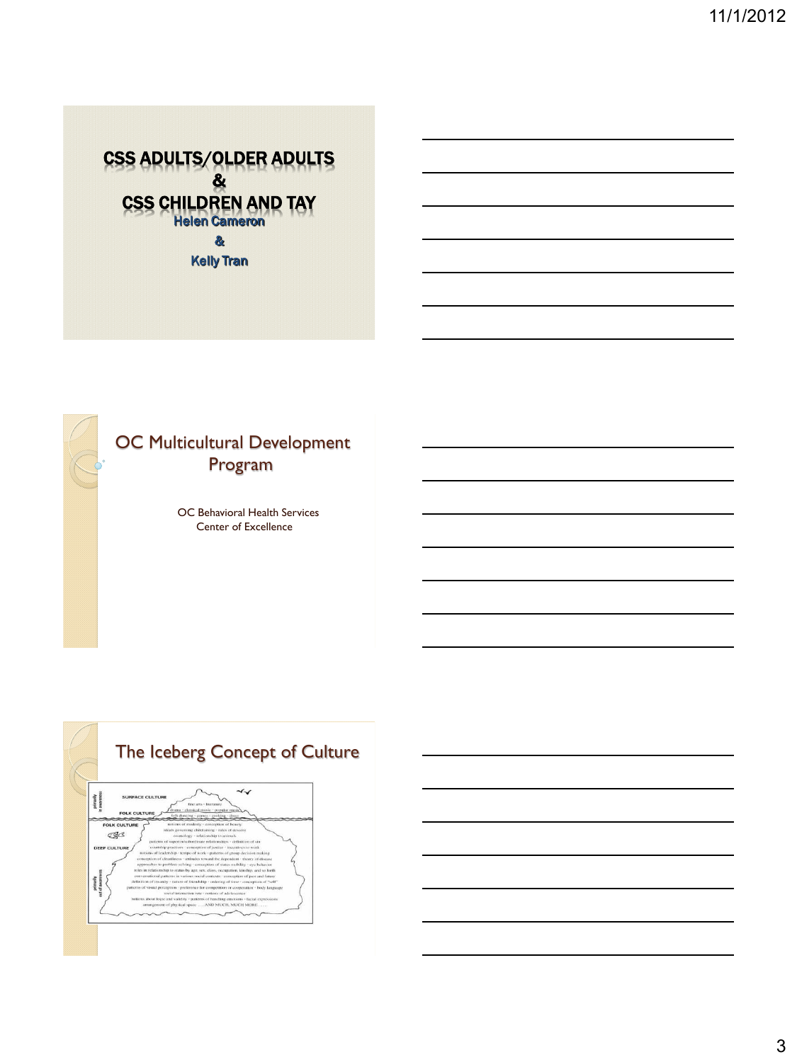# CSS ADULTS/OLDER ADULTS

# &

# CSS CHILDREN AND TAY

**Helen Cameron**

**&**

**Kelly Tran**

## OC Multicultural Development Program

OC Behavioral Health Services
Center of Excellence

## The Iceberg Concept of Culture

SURFACE CULTURE

FOLK CULTURE

DEEP CULTURE

fine arts · literature
drama · classical music · popular music
folk dancing · games · cooking · dress

notions of modesty · conception of beauty
ideals governing childraising · rules of descent
cosmology · relationship to animals
patterns of superior/subordinate relationships · definition of sin
courtship practices · conception of justice · incentives to work
notions of leadership · tempo of work · patterns of group decision making
conception of cleanliness · attitudes toward the dependent · theory of disease
approaches to problem solving · conception of status mobility · eye behavior
roles in relationship to status by age, sex, class, occupation, kinship, and so forth
conversational patterns in various social contexts · conception of past and future
definition of insanity · nature of friendship · ordering of time · conception of "self"
patterns of visual perception · preference for competition or cooperation · body language
social interaction rate · notions of adolescence
notions about logic and validity · patterns of handling emotions · facial expressions
arrangement of physical space ......AND MUCH, MUCH MORE......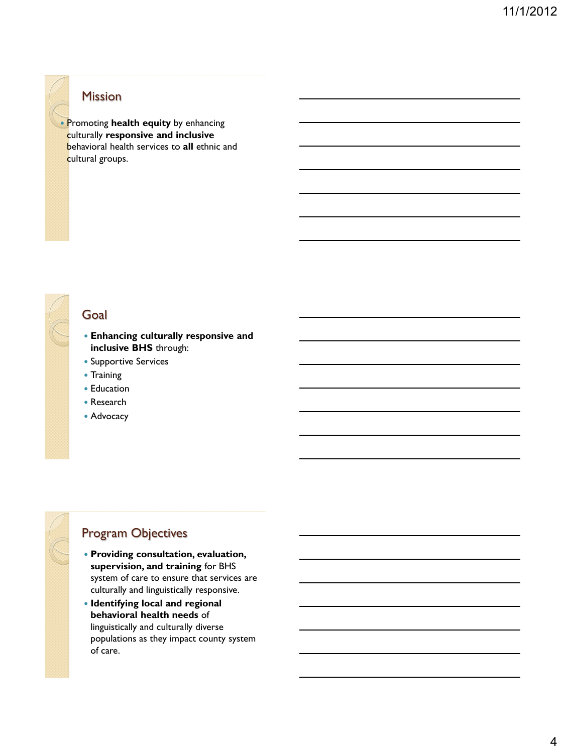## Mission

- Promoting **health equity** by enhancing culturally **responsive and inclusive** behavioral health services to **all** ethnic and cultural groups.

## Goal

- **Enhancing culturally responsive and inclusive BHS** through:
- Supportive Services
- Training
- Education
- Research
- Advocacy

## Program Objectives

- **Providing consultation, evaluation, supervision, and training** for BHS system of care to ensure that services are culturally and linguistically responsive.
- **Identifying local and regional behavioral health needs** of linguistically and culturally diverse populations as they impact county system of care.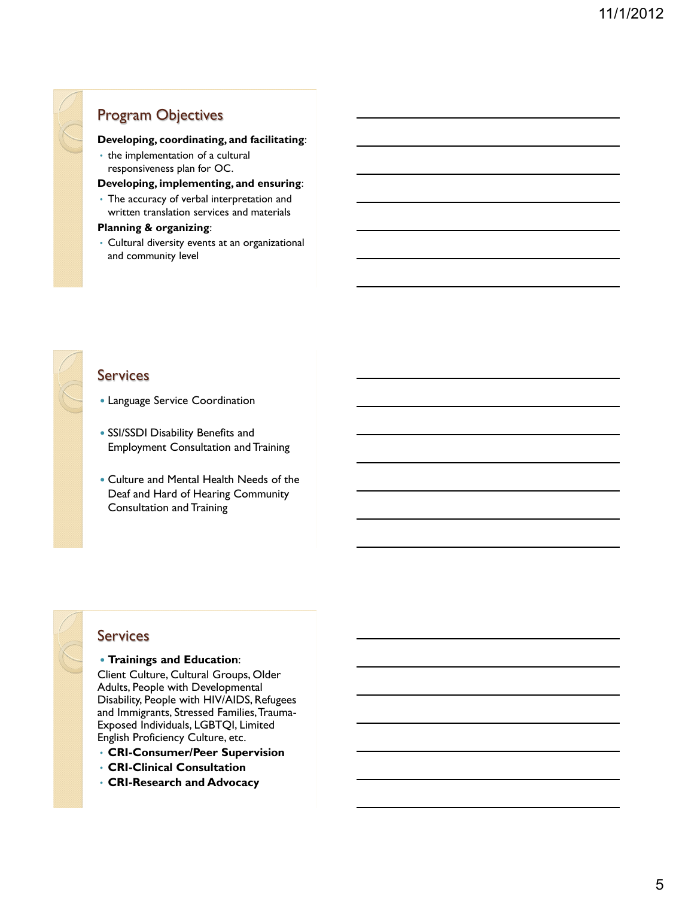## Program Objectives

**Developing, coordinating, and facilitating**:

- the implementation of a cultural responsiveness plan for OC.

**Developing, implementing, and ensuring**:

- The accuracy of verbal interpretation and written translation services and materials

**Planning & organizing**:

- Cultural diversity events at an organizational and community level

## Services

- Language Service Coordination
- SSI/SSDI Disability Benefits and Employment Consultation and Training
- Culture and Mental Health Needs of the Deaf and Hard of Hearing Community Consultation and Training

## Services

- **Trainings and Education**:

Client Culture, Cultural Groups, Older Adults, People with Developmental Disability, People with HIV/AIDS, Refugees and Immigrants, Stressed Families, Trauma-Exposed Individuals, LGBTQI, Limited English Proficiency Culture, etc.

- **CRI-Consumer/Peer Supervision**
- **CRI-Clinical Consultation**
- **CRI-Research and Advocacy**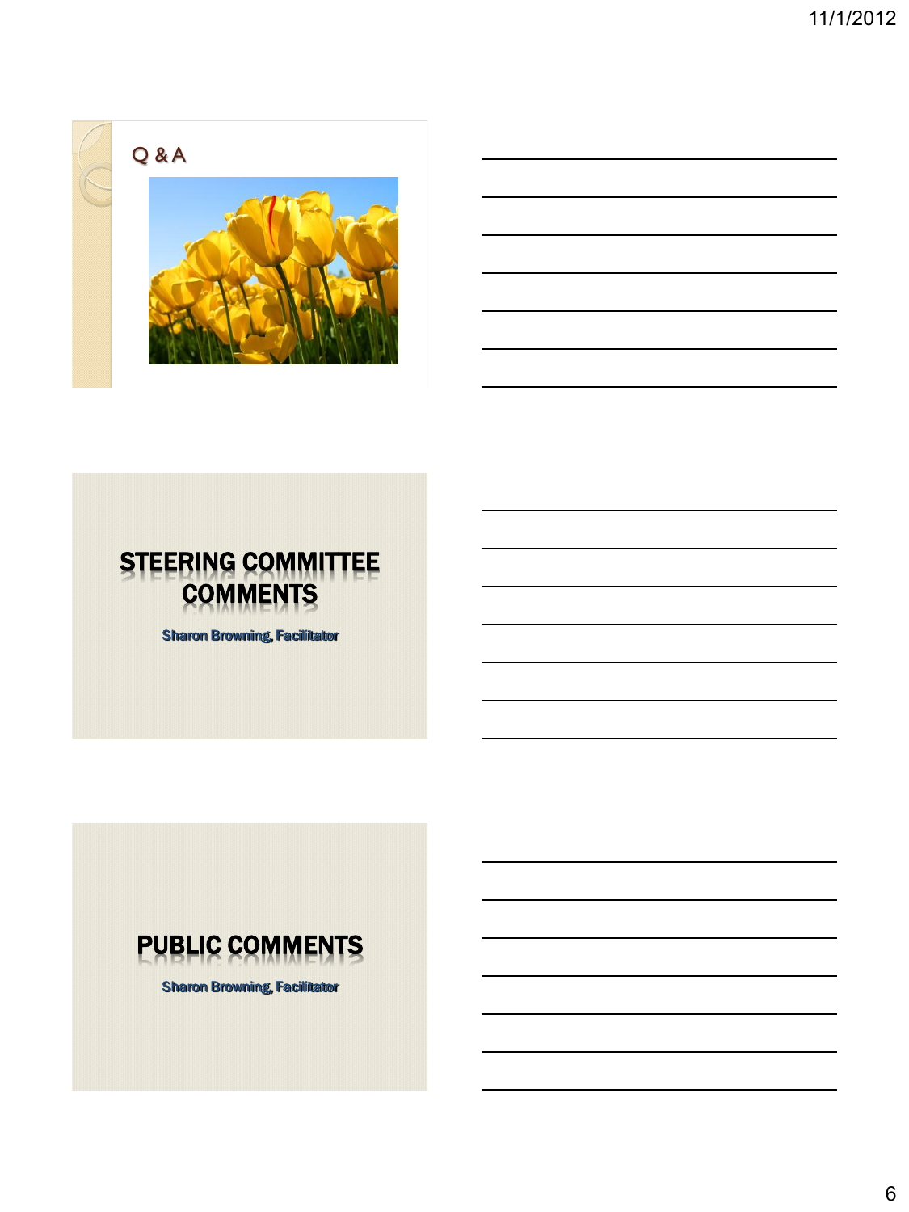## Q & A

## STEERING COMMITTEE COMMENTS

Sharon Browning, Facilitator

## PUBLIC COMMENTS

Sharon Browning, Facilitator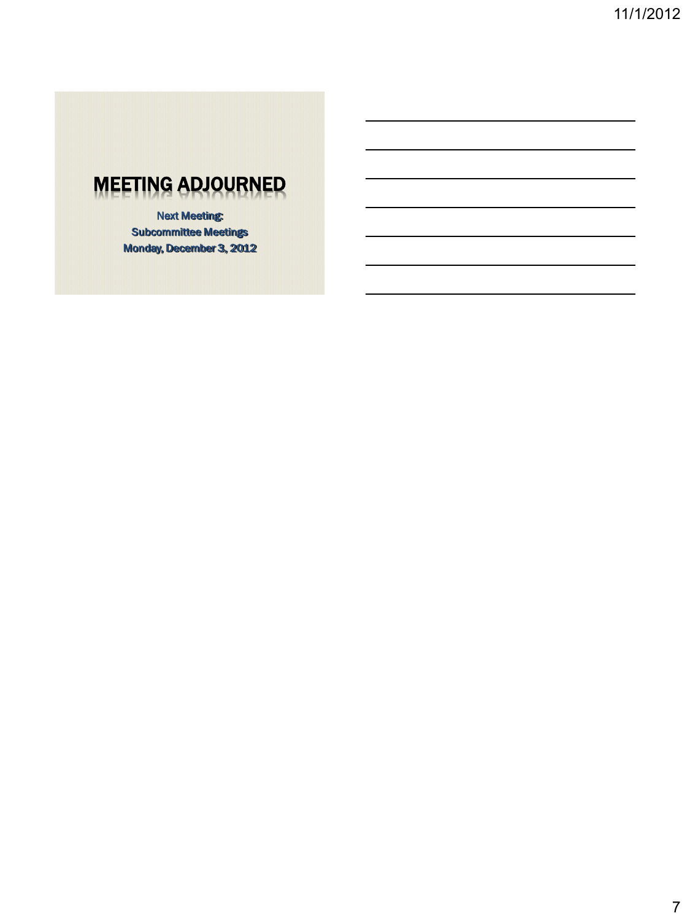# MEETING ADJOURNED

Next Meeting:

Subcommittee Meetings

Monday, December 3, 2012